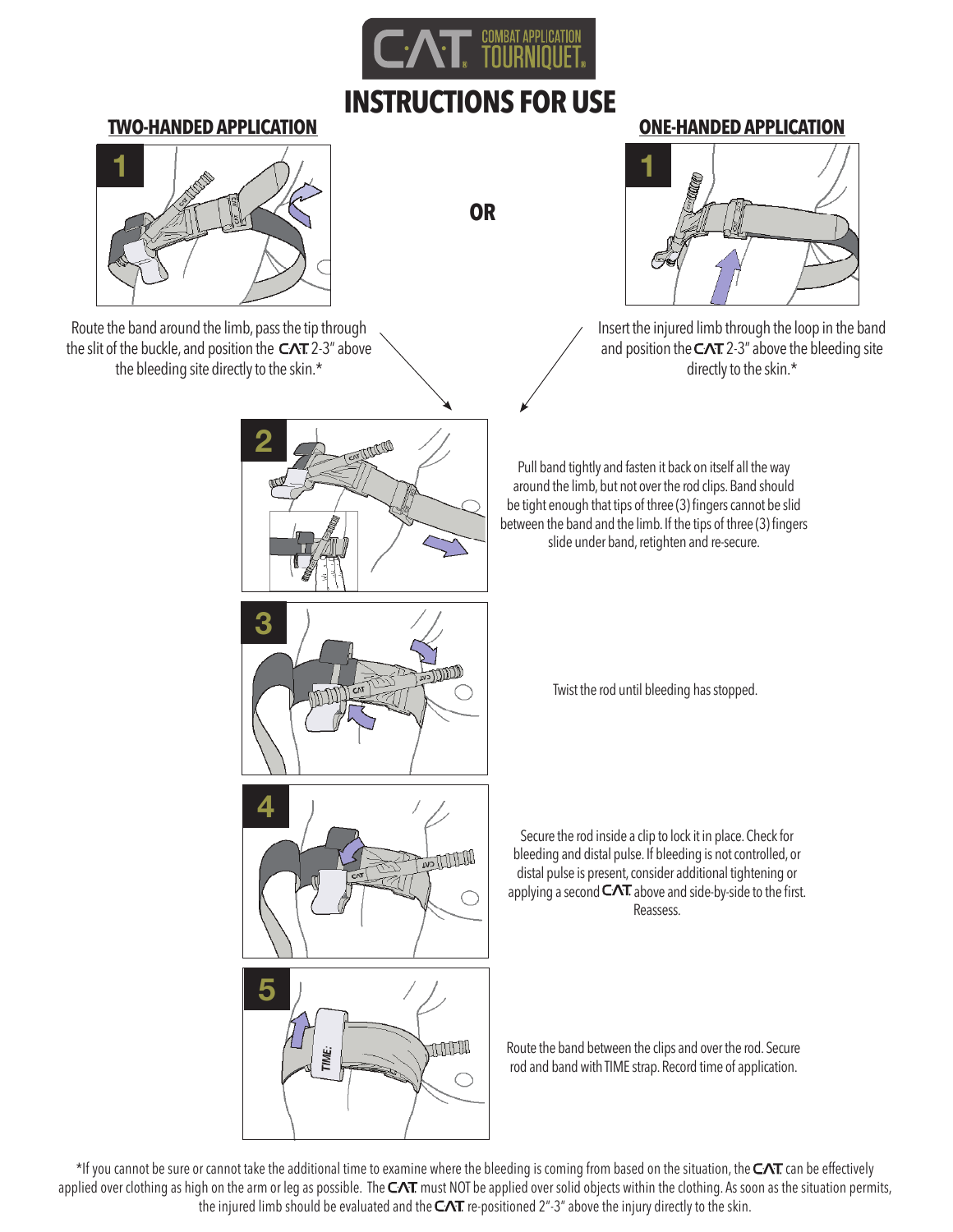C-A-T COMBAT APPLICATION TOURNIQUET

# INSTRUCTIONS FOR USE

## TWO-HANDED APPLICATION

**1**

Route the band around the limb, pass the tip through the slit of the buckle, and position the C-A-T 2-3" above the bleeding site directly to the skin.*

**OR**

## ONE-HANDED APPLICATION

**1**

Insert the injured limb through the loop in the band and position the C-A-T 2-3" above the bleeding site directly to the skin.*

**2**

Pull band tightly and fasten it back on itself all the way around the limb, but not over the rod clips. Band should be tight enough that tips of three (3) fingers cannot be slid between the band and the limb. If the tips of three (3) fingers slide under band, retighten and re-secure.

**3**

Twist the rod until bleeding has stopped.

**4**

Secure the rod inside a clip to lock it in place. Check for bleeding and distal pulse. If bleeding is not controlled, or distal pulse is present, consider additional tightening or applying a second C-A-T above and side-by-side to the first. Reassess.

**5**

Route the band between the clips and over the rod. Secure rod and band with TIME strap. Record time of application.

*If you cannot be sure or cannot take the additional time to examine where the bleeding is coming from based on the situation, the C-A-T can be effectively applied over clothing as high on the arm or leg as possible. The C-A-T must NOT be applied over solid objects within the clothing. As soon as the situation permits, the injured limb should be evaluated and the C-A-T re-positioned 2"-3" above the injury directly to the skin.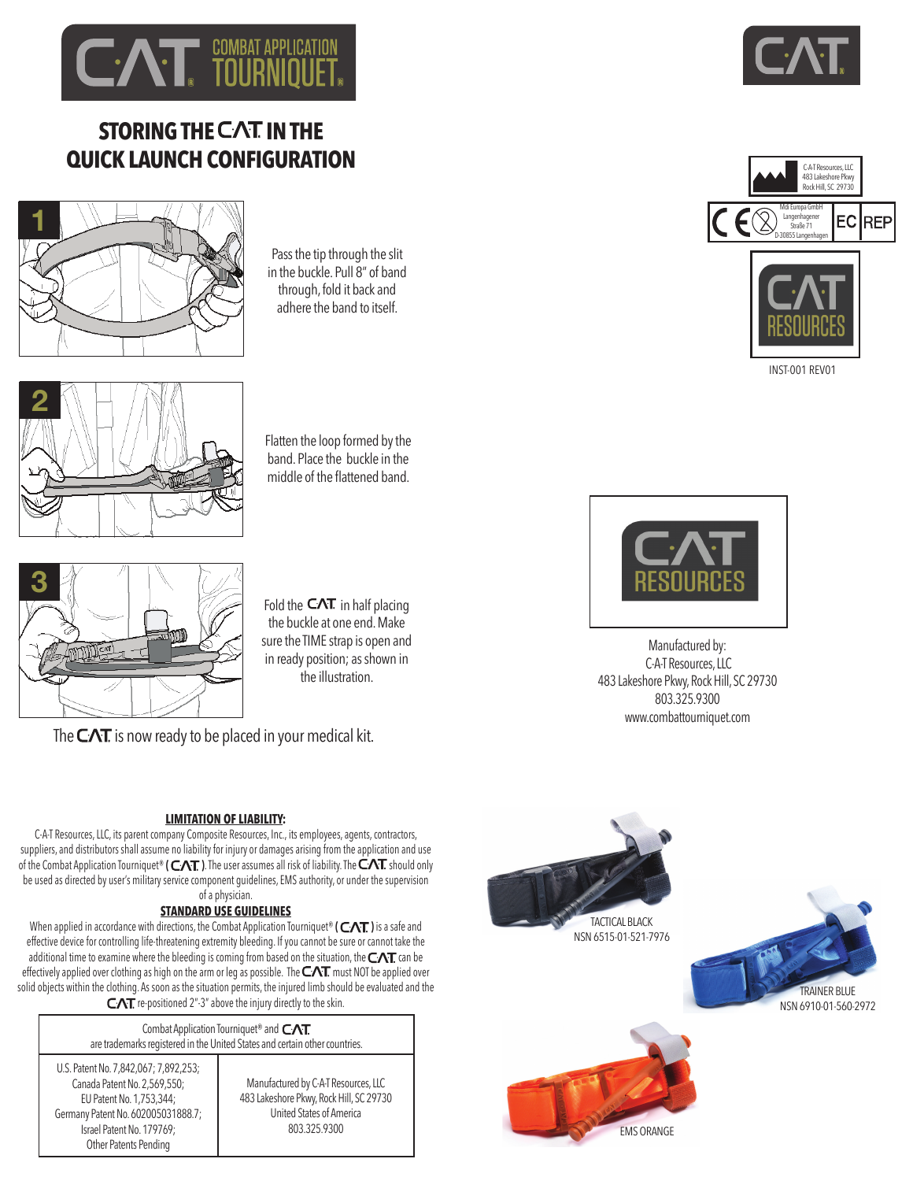# C-A-T COMBAT APPLICATION TOURNIQUET®

## STORING THE C-A-T IN THE QUICK LAUNCH CONFIGURATION

1. Pass the tip through the slit in the buckle. Pull 8" of band through, fold it back and adhere the band to itself.

2. Flatten the loop formed by the band. Place the buckle in the middle of the flattened band.

3. Fold the C-A-T in half placing the buckle at one end. Make sure the TIME strap is open and in ready position; as shown in the illustration.

The C-A-T is now ready to be placed in your medical kit.

C-A-T Resources, LLC
483 Lakeshore Pkwy
Rock Hill, SC 29730

MDI Europa GmbH
Langenhagener Straße 71
D-30855 Langenhagen

EC REP

C-A-T RESOURCES

INST-001 REV01

C-A-T RESOURCES

Manufactured by:
C-A-T Resources, LLC
483 Lakeshore Pkwy, Rock Hill, SC 29730
803.325.9300
www.combattourniquet.com

**LIMITATION OF LIABILITY:**

C-A-T Resources, LLC, its parent company Composite Resources, Inc., its employees, agents, contractors, suppliers, and distributors shall assume no liability for injury or damages arising from the application and use of the Combat Application Tourniquet® ( C-A-T ). The user assumes all risk of liability. The C-A-T should only be used as directed by user's military service component guidelines, EMS authority, or under the supervision of a physician.

**STANDARD USE GUIDELINES**

When applied in accordance with directions, the Combat Application Tourniquet® ( C-A-T ) is a safe and effective device for controlling life-threatening extremity bleeding. If you cannot be sure or cannot take the additional time to examine where the bleeding is coming from based on the situation, the C-A-T can be effectively applied over clothing as high on the arm or leg as possible. The C-A-T must NOT be applied over solid objects within the clothing. As soon as the situation permits, the injured limb should be evaluated and the C-A-T re-positioned 2"-3" above the injury directly to the skin.

| Combat Application Tourniquet® and C-A-T are trademarks registered in the United States and certain other countries. | |
|---|---|
| U.S. Patent No. 7,842,067; 7,892,253; Canada Patent No. 2,569,550; EU Patent No. 1,753,344; Germany Patent No. 602005031888.7; Israel Patent No. 179769; Other Patents Pending | Manufactured by C-A-T Resources, LLC 483 Lakeshore Pkwy, Rock Hill, SC 29730 United States of America 803.325.9300 |

TACTICAL BLACK
NSN 6515-01-521-7976

TRAINER BLUE
NSN 6910-01-560-2972

EMS ORANGE